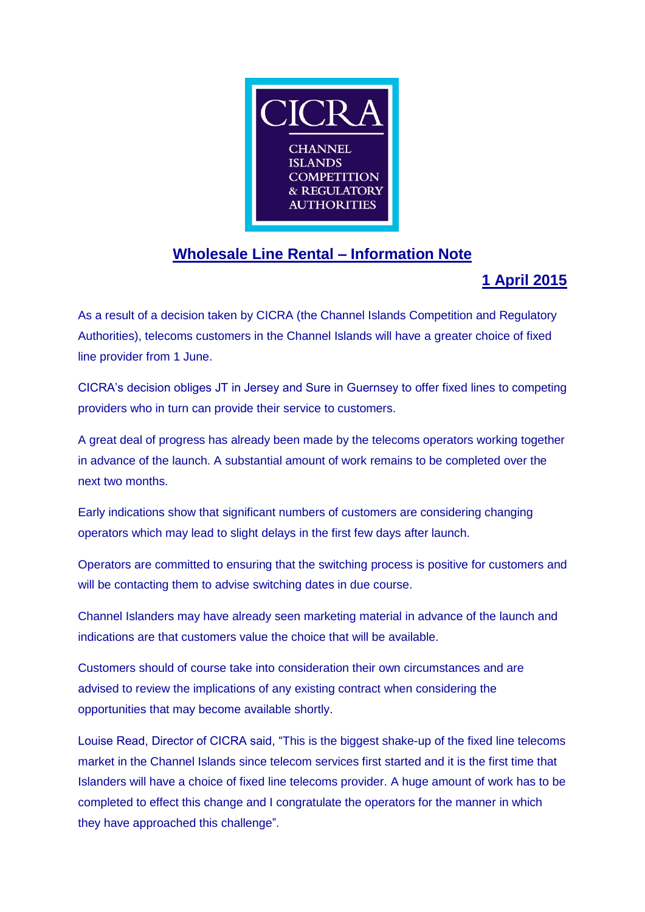CICRA

CHANNEL ISLANDS COMPETITION & REGULATORY AUTHORITIES

# Wholesale Line Rental – Information Note

**1 April 2015**

As a result of a decision taken by CICRA (the Channel Islands Competition and Regulatory Authorities), telecoms customers in the Channel Islands will have a greater choice of fixed line provider from 1 June.

CICRA's decision obliges JT in Jersey and Sure in Guernsey to offer fixed lines to competing providers who in turn can provide their service to customers.

A great deal of progress has already been made by the telecoms operators working together in advance of the launch. A substantial amount of work remains to be completed over the next two months.

Early indications show that significant numbers of customers are considering changing operators which may lead to slight delays in the first few days after launch.

Operators are committed to ensuring that the switching process is positive for customers and will be contacting them to advise switching dates in due course.

Channel Islanders may have already seen marketing material in advance of the launch and indications are that customers value the choice that will be available.

Customers should of course take into consideration their own circumstances and are advised to review the implications of any existing contract when considering the opportunities that may become available shortly.

Louise Read, Director of CICRA said, "This is the biggest shake-up of the fixed line telecoms market in the Channel Islands since telecom services first started and it is the first time that Islanders will have a choice of fixed line telecoms provider. A huge amount of work has to be completed to effect this change and I congratulate the operators for the manner in which they have approached this challenge".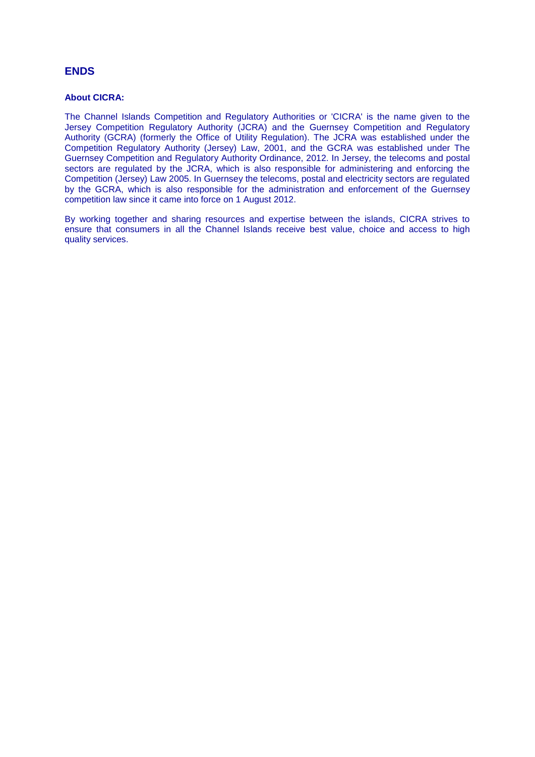## ENDS

**About CICRA:**

The Channel Islands Competition and Regulatory Authorities or 'CICRA' is the name given to the Jersey Competition Regulatory Authority (JCRA) and the Guernsey Competition and Regulatory Authority (GCRA) (formerly the Office of Utility Regulation). The JCRA was established under the Competition Regulatory Authority (Jersey) Law, 2001, and the GCRA was established under The Guernsey Competition and Regulatory Authority Ordinance, 2012. In Jersey, the telecoms and postal sectors are regulated by the JCRA, which is also responsible for administering and enforcing the Competition (Jersey) Law 2005. In Guernsey the telecoms, postal and electricity sectors are regulated by the GCRA, which is also responsible for the administration and enforcement of the Guernsey competition law since it came into force on 1 August 2012.

By working together and sharing resources and expertise between the islands, CICRA strives to ensure that consumers in all the Channel Islands receive best value, choice and access to high quality services.